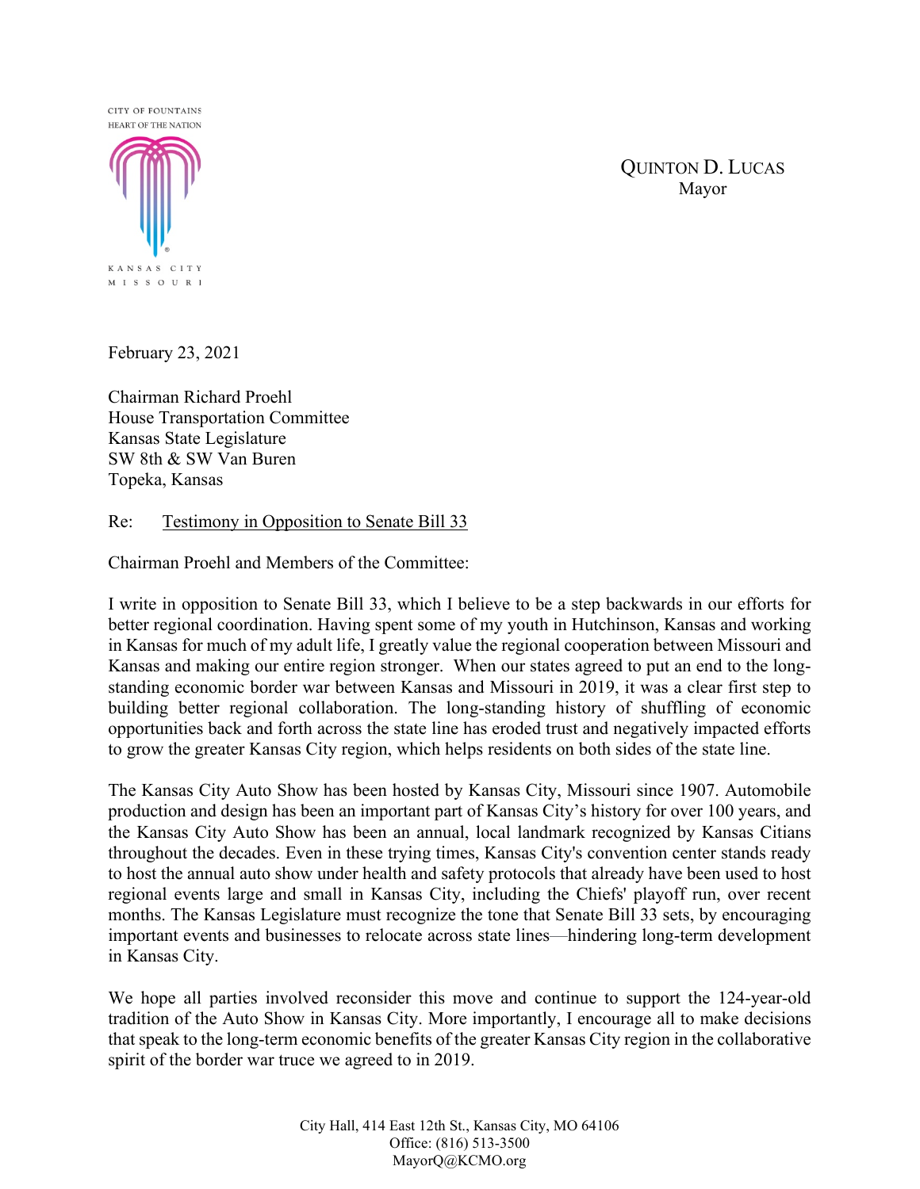CITY OF FOUNTAINS
HEART OF THE NATION

KANSAS CITY
MISSOURI

QUINTON D. LUCAS
Mayor

February 23, 2021

Chairman Richard Proehl
House Transportation Committee
Kansas State Legislature
SW 8th & SW Van Buren
Topeka, Kansas

Re: Testimony in Opposition to Senate Bill 33

Chairman Proehl and Members of the Committee:

I write in opposition to Senate Bill 33, which I believe to be a step backwards in our efforts for better regional coordination. Having spent some of my youth in Hutchinson, Kansas and working in Kansas for much of my adult life, I greatly value the regional cooperation between Missouri and Kansas and making our entire region stronger. When our states agreed to put an end to the long-standing economic border war between Kansas and Missouri in 2019, it was a clear first step to building better regional collaboration. The long-standing history of shuffling of economic opportunities back and forth across the state line has eroded trust and negatively impacted efforts to grow the greater Kansas City region, which helps residents on both sides of the state line.

The Kansas City Auto Show has been hosted by Kansas City, Missouri since 1907. Automobile production and design has been an important part of Kansas City's history for over 100 years, and the Kansas City Auto Show has been an annual, local landmark recognized by Kansas Citians throughout the decades. Even in these trying times, Kansas City's convention center stands ready to host the annual auto show under health and safety protocols that already have been used to host regional events large and small in Kansas City, including the Chiefs' playoff run, over recent months. The Kansas Legislature must recognize the tone that Senate Bill 33 sets, by encouraging important events and businesses to relocate across state lines—hindering long-term development in Kansas City.

We hope all parties involved reconsider this move and continue to support the 124-year-old tradition of the Auto Show in Kansas City. More importantly, I encourage all to make decisions that speak to the long-term economic benefits of the greater Kansas City region in the collaborative spirit of the border war truce we agreed to in 2019.

City Hall, 414 East 12th St., Kansas City, MO 64106
Office: (816) 513-3500
MayorQ@KCMO.org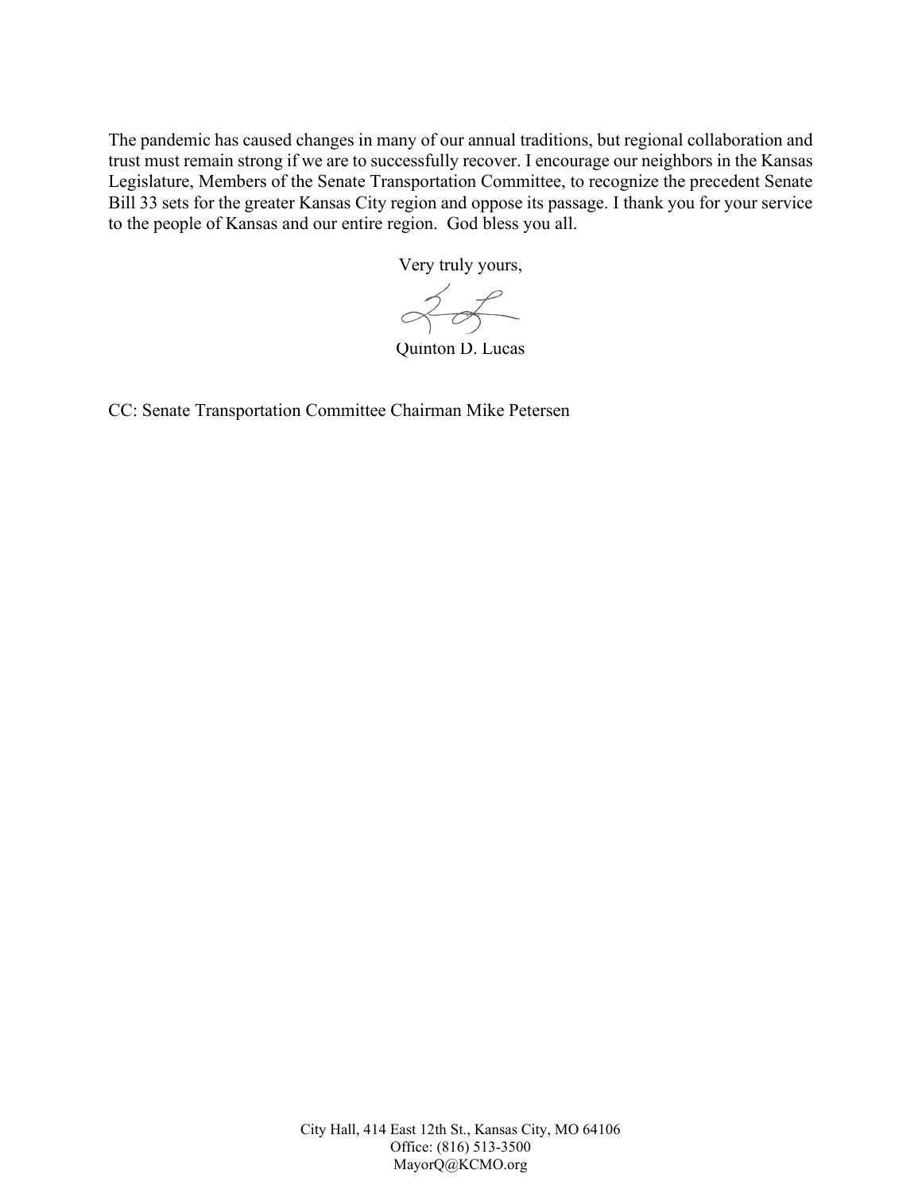The pandemic has caused changes in many of our annual traditions, but regional collaboration and trust must remain strong if we are to successfully recover. I encourage our neighbors in the Kansas Legislature, Members of the Senate Transportation Committee, to recognize the precedent Senate Bill 33 sets for the greater Kansas City region and oppose its passage. I thank you for your service to the people of Kansas and our entire region. God bless you all.

Very truly yours,

Quinton D. Lucas

CC: Senate Transportation Committee Chairman Mike Petersen

City Hall, 414 East 12th St., Kansas City, MO 64106
Office: (816) 513-3500
MayorQ@KCMO.org